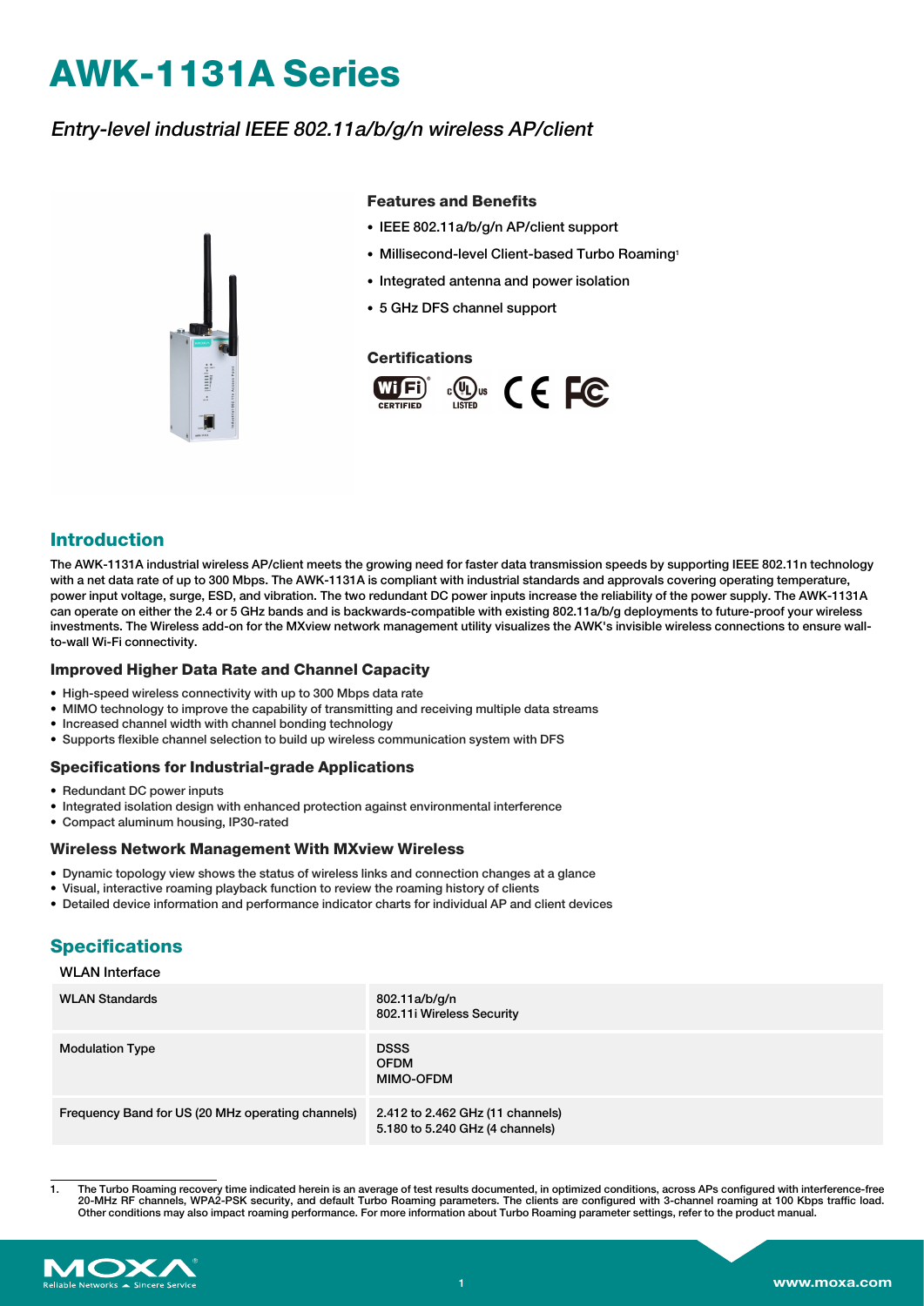# AWK-1131A Series

*Entry-level industrial IEEE 802.11a/b/g/n wireless AP/client*

### Features and Benefits

- IEEE 802.11a/b/g/n AP/client support
- Millisecond-level Client-based Turbo Roaming[1]
- Integrated antenna and power isolation
- 5 GHz DFS channel support

### Certifications

## Introduction

The AWK-1131A industrial wireless AP/client meets the growing need for faster data transmission speeds by supporting IEEE 802.11n technology with a net data rate of up to 300 Mbps. The AWK-1131A is compliant with industrial standards and approvals covering operating temperature, power input voltage, surge, ESD, and vibration. The two redundant DC power inputs increase the reliability of the power supply. The AWK-1131A can operate on either the 2.4 or 5 GHz bands and is backwards-compatible with existing 802.11a/b/g deployments to future-proof your wireless investments. The Wireless add-on for the MXview network management utility visualizes the AWK's invisible wireless connections to ensure wall-to-wall Wi-Fi connectivity.

### Improved Higher Data Rate and Channel Capacity

- High-speed wireless connectivity with up to 300 Mbps data rate
- MIMO technology to improve the capability of transmitting and receiving multiple data streams
- Increased channel width with channel bonding technology
- Supports flexible channel selection to build up wireless communication system with DFS

### Specifications for Industrial-grade Applications

- Redundant DC power inputs
- Integrated isolation design with enhanced protection against environmental interference
- Compact aluminum housing, IP30-rated

### Wireless Network Management With MXview Wireless

- Dynamic topology view shows the status of wireless links and connection changes at a glance
- Visual, interactive roaming playback function to review the roaming history of clients
- Detailed device information and performance indicator charts for individual AP and client devices

## Specifications

WLAN Interface

| | |
|---|---|
| WLAN Standards | 802.11a/b/g/n<br>802.11i Wireless Security |
| Modulation Type | DSSS<br>OFDM<br>MIMO-OFDM |
| Frequency Band for US (20 MHz operating channels) | 2.412 to 2.462 GHz (11 channels)<br>5.180 to 5.240 GHz (4 channels) |

1. The Turbo Roaming recovery time indicated herein is an average of test results documented, in optimized conditions, across APs configured with interference-free 20-MHz RF channels, WPA2-PSK security, and default Turbo Roaming parameters. The clients are configured with 3-channel roaming at 100 Kbps traffic load. Other conditions may also impact roaming performance. For more information about Turbo Roaming parameter settings, refer to the product manual.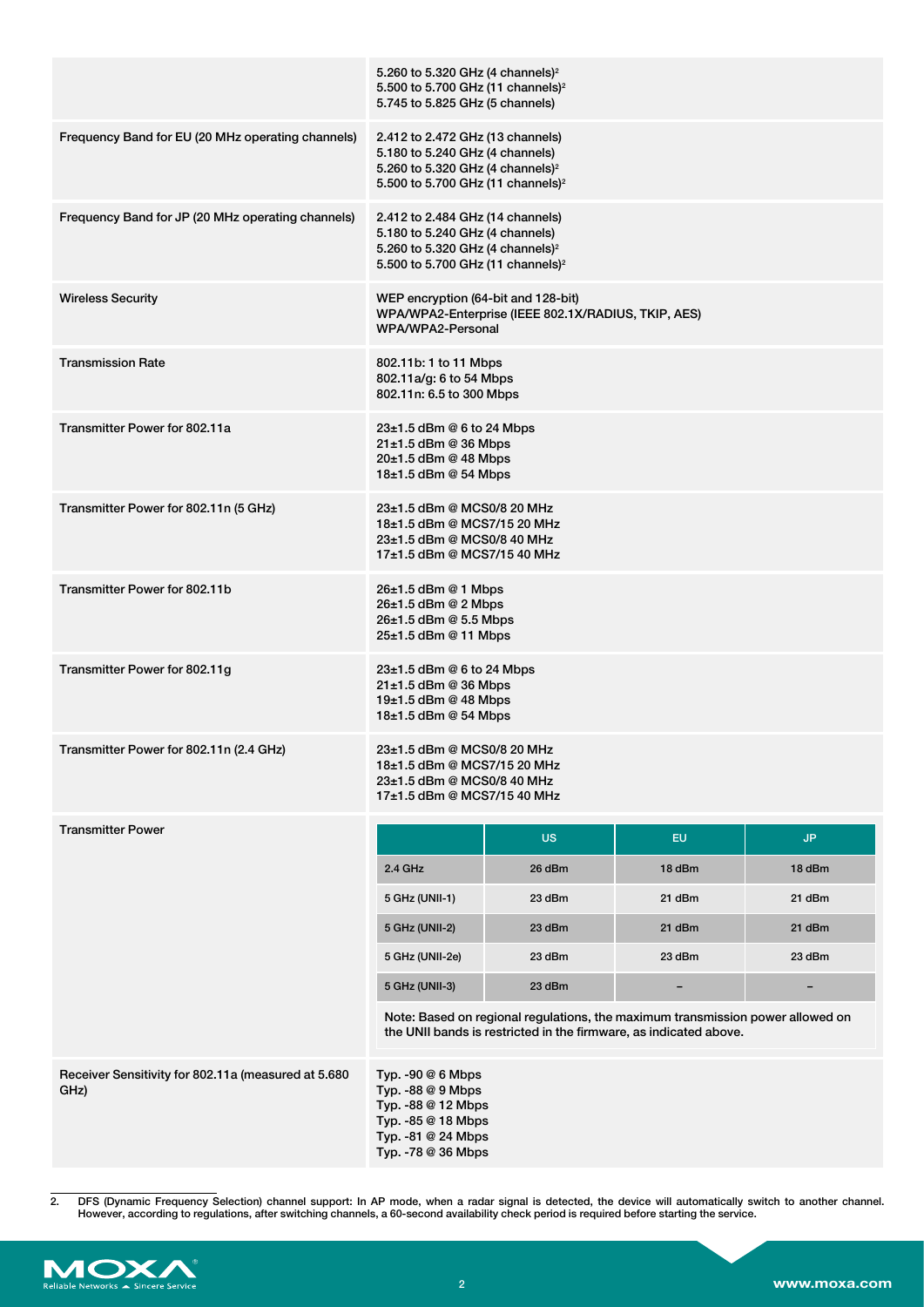| | |
|---|---|
| | 5.260 to 5.320 GHz (4 channels)[2]<br>5.500 to 5.700 GHz (11 channels)[2]<br>5.745 to 5.825 GHz (5 channels) |
| Frequency Band for EU (20 MHz operating channels) | 2.412 to 2.472 GHz (13 channels)<br>5.180 to 5.240 GHz (4 channels)<br>5.260 to 5.320 GHz (4 channels)[2]<br>5.500 to 5.700 GHz (11 channels)[2] |
| Frequency Band for JP (20 MHz operating channels) | 2.412 to 2.484 GHz (14 channels)<br>5.180 to 5.240 GHz (4 channels)<br>5.260 to 5.320 GHz (4 channels)[2]<br>5.500 to 5.700 GHz (11 channels)[2] |
| Wireless Security | WEP encryption (64-bit and 128-bit)<br>WPA/WPA2-Enterprise (IEEE 802.1X/RADIUS, TKIP, AES)<br>WPA/WPA2-Personal |
| Transmission Rate | 802.11b: 1 to 11 Mbps<br>802.11a/g: 6 to 54 Mbps<br>802.11n: 6.5 to 300 Mbps |
| Transmitter Power for 802.11a | 23±1.5 dBm @ 6 to 24 Mbps<br>21±1.5 dBm @ 36 Mbps<br>20±1.5 dBm @ 48 Mbps<br>18±1.5 dBm @ 54 Mbps |
| Transmitter Power for 802.11n (5 GHz) | 23±1.5 dBm @ MCS0/8 20 MHz<br>18±1.5 dBm @ MCS7/15 20 MHz<br>23±1.5 dBm @ MCS0/8 40 MHz<br>17±1.5 dBm @ MCS7/15 40 MHz |
| Transmitter Power for 802.11b | 26±1.5 dBm @ 1 Mbps<br>26±1.5 dBm @ 2 Mbps<br>26±1.5 dBm @ 5.5 Mbps<br>25±1.5 dBm @ 11 Mbps |
| Transmitter Power for 802.11g | 23±1.5 dBm @ 6 to 24 Mbps<br>21±1.5 dBm @ 36 Mbps<br>19±1.5 dBm @ 48 Mbps<br>18±1.5 dBm @ 54 Mbps |
| Transmitter Power for 802.11n (2.4 GHz) | 23±1.5 dBm @ MCS0/8 20 MHz<br>18±1.5 dBm @ MCS7/15 20 MHz<br>23±1.5 dBm @ MCS0/8 40 MHz<br>17±1.5 dBm @ MCS7/15 40 MHz |
| Transmitter Power | See table below |

**Transmitter Power**

| | US | EU | JP |
|---|---|---|---|
| 2.4 GHz | 26 dBm | 18 dBm | 18 dBm |
| 5 GHz (UNII-1) | 23 dBm | 21 dBm | 21 dBm |
| 5 GHz (UNII-2) | 23 dBm | 21 dBm | 21 dBm |
| 5 GHz (UNII-2e) | 23 dBm | 23 dBm | 23 dBm |
| 5 GHz (UNII-3) | 23 dBm | – | – |

Note: Based on regional regulations, the maximum transmission power allowed on the UNII bands is restricted in the firmware, as indicated above.

| | |
|---|---|
| Receiver Sensitivity for 802.11a (measured at 5.680 GHz) | Typ. -90 @ 6 Mbps<br>Typ. -88 @ 9 Mbps<br>Typ. -88 @ 12 Mbps<br>Typ. -85 @ 18 Mbps<br>Typ. -81 @ 24 Mbps<br>Typ. -78 @ 36 Mbps |

2. DFS (Dynamic Frequency Selection) channel support: In AP mode, when a radar signal is detected, the device will automatically switch to another channel. However, according to regulations, after switching channels, a 60-second availability check period is required before starting the service.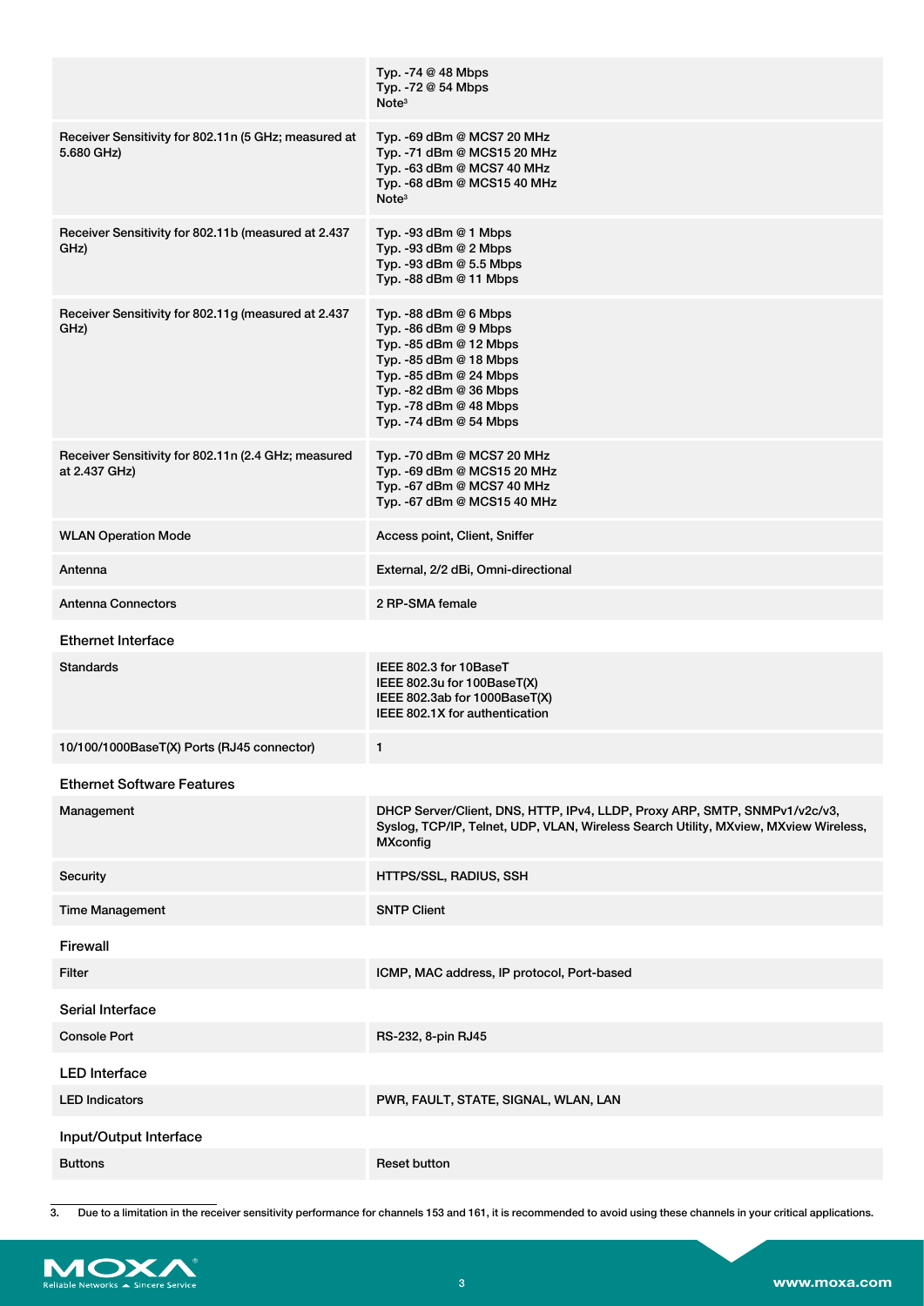| | |
|---|---|
| | Typ. -74 @ 48 Mbps<br>Typ. -72 @ 54 Mbps<br>Note[3] |
| Receiver Sensitivity for 802.11n (5 GHz; measured at 5.680 GHz) | Typ. -69 dBm @ MCS7 20 MHz<br>Typ. -71 dBm @ MCS15 20 MHz<br>Typ. -63 dBm @ MCS7 40 MHz<br>Typ. -68 dBm @ MCS15 40 MHz<br>Note[3] |
| Receiver Sensitivity for 802.11b (measured at 2.437 GHz) | Typ. -93 dBm @ 1 Mbps<br>Typ. -93 dBm @ 2 Mbps<br>Typ. -93 dBm @ 5.5 Mbps<br>Typ. -88 dBm @ 11 Mbps |
| Receiver Sensitivity for 802.11g (measured at 2.437 GHz) | Typ. -88 dBm @ 6 Mbps<br>Typ. -86 dBm @ 9 Mbps<br>Typ. -85 dBm @ 12 Mbps<br>Typ. -85 dBm @ 18 Mbps<br>Typ. -85 dBm @ 24 Mbps<br>Typ. -82 dBm @ 36 Mbps<br>Typ. -78 dBm @ 48 Mbps<br>Typ. -74 dBm @ 54 Mbps |
| Receiver Sensitivity for 802.11n (2.4 GHz; measured at 2.437 GHz) | Typ. -70 dBm @ MCS7 20 MHz<br>Typ. -69 dBm @ MCS15 20 MHz<br>Typ. -67 dBm @ MCS7 40 MHz<br>Typ. -67 dBm @ MCS15 40 MHz |
| WLAN Operation Mode | Access point, Client, Sniffer |
| Antenna | External, 2/2 dBi, Omni-directional |
| Antenna Connectors | 2 RP-SMA female |

## Ethernet Interface

| | |
|---|---|
| Standards | IEEE 802.3 for 10BaseT<br>IEEE 802.3u for 100BaseT(X)<br>IEEE 802.3ab for 1000BaseT(X)<br>IEEE 802.1X for authentication |
| 10/100/1000BaseT(X) Ports (RJ45 connector) | 1 |

## Ethernet Software Features

| | |
|---|---|
| Management | DHCP Server/Client, DNS, HTTP, IPv4, LLDP, Proxy ARP, SMTP, SNMPv1/v2c/v3, Syslog, TCP/IP, Telnet, UDP, VLAN, Wireless Search Utility, MXview, MXview Wireless, MXconfig |
| Security | HTTPS/SSL, RADIUS, SSH |
| Time Management | SNTP Client |

## Firewall

| | |
|---|---|
| Filter | ICMP, MAC address, IP protocol, Port-based |

## Serial Interface

| | |
|---|---|
| Console Port | RS-232, 8-pin RJ45 |

## LED Interface

| | |
|---|---|
| LED Indicators | PWR, FAULT, STATE, SIGNAL, WLAN, LAN |

## Input/Output Interface

| | |
|---|---|
| Buttons | Reset button |

3. Due to a limitation in the receiver sensitivity performance for channels 153 and 161, it is recommended to avoid using these channels in your critical applications.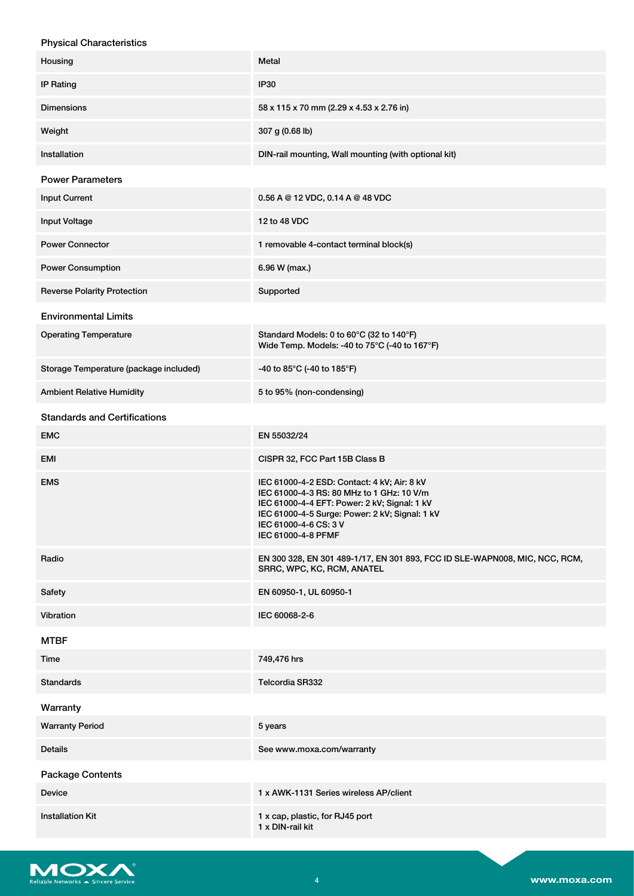### Physical Characteristics

| | |
|---|---|
| Housing | Metal |
| IP Rating | IP30 |
| Dimensions | 58 x 115 x 70 mm (2.29 x 4.53 x 2.76 in) |
| Weight | 307 g (0.68 lb) |
| Installation | DIN-rail mounting, Wall mounting (with optional kit) |

### Power Parameters

| | |
|---|---|
| Input Current | 0.56 A @ 12 VDC, 0.14 A @ 48 VDC |
| Input Voltage | 12 to 48 VDC |
| Power Connector | 1 removable 4-contact terminal block(s) |
| Power Consumption | 6.96 W (max.) |
| Reverse Polarity Protection | Supported |

### Environmental Limits

| | |
|---|---|
| Operating Temperature | Standard Models: 0 to 60°C (32 to 140°F)<br>Wide Temp. Models: -40 to 75°C (-40 to 167°F) |
| Storage Temperature (package included) | -40 to 85°C (-40 to 185°F) |
| Ambient Relative Humidity | 5 to 95% (non-condensing) |

### Standards and Certifications

| | |
|---|---|
| EMC | EN 55032/24 |
| EMI | CISPR 32, FCC Part 15B Class B |
| EMS | IEC 61000-4-2 ESD: Contact: 4 kV; Air: 8 kV<br>IEC 61000-4-3 RS: 80 MHz to 1 GHz: 10 V/m<br>IEC 61000-4-4 EFT: Power: 2 kV; Signal: 1 kV<br>IEC 61000-4-5 Surge: Power: 2 kV; Signal: 1 kV<br>IEC 61000-4-6 CS: 3 V<br>IEC 61000-4-8 PFMF |
| Radio | EN 300 328, EN 301 489-1/17, EN 301 893, FCC ID SLE-WAPN008, MIC, NCC, RCM, SRRC, WPC, KC, RCM, ANATEL |
| Safety | EN 60950-1, UL 60950-1 |
| Vibration | IEC 60068-2-6 |

### MTBF

| | |
|---|---|
| Time | 749,476 hrs |
| Standards | Telcordia SR332 |

### Warranty

| | |
|---|---|
| Warranty Period | 5 years |
| Details | See www.moxa.com/warranty |

### Package Contents

| | |
|---|---|
| Device | 1 x AWK-1131 Series wireless AP/client |
| Installation Kit | 1 x cap, plastic, for RJ45 port<br>1 x DIN-rail kit |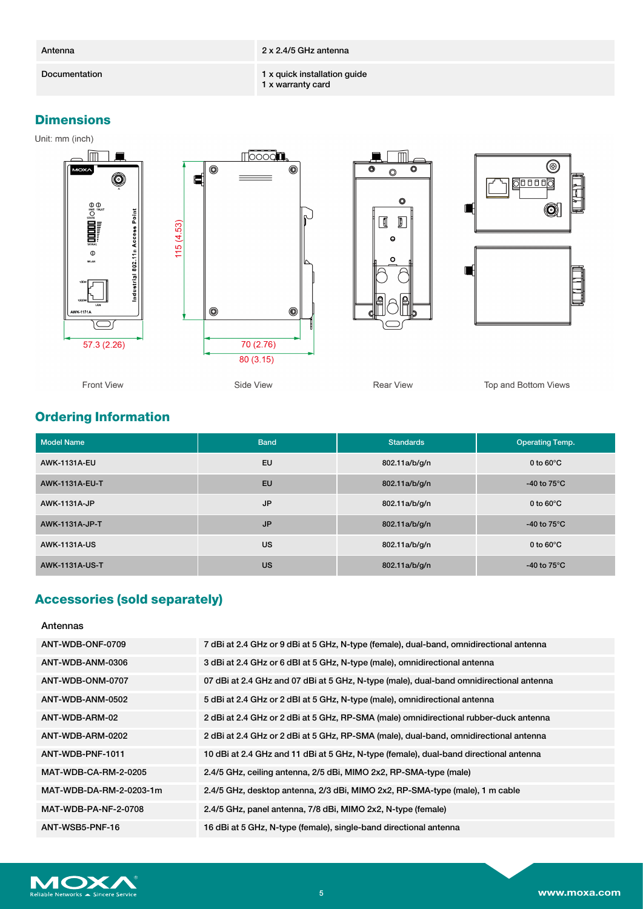| Antenna | 2 x 2.4/5 GHz antenna |
|---|---|
| Documentation | 1 x quick installation guide<br>1 x warranty card |

## Dimensions

Unit: mm (inch)

57.3 (2.26)

115 (4.53)

70 (2.76)

80 (3.15)

Front View

Side View

Rear View

Top and Bottom Views

## Ordering Information

| Model Name | Band | Standards | Operating Temp. |
|---|---|---|---|
| AWK-1131A-EU | EU | 802.11a/b/g/n | 0 to 60°C |
| AWK-1131A-EU-T | EU | 802.11a/b/g/n | -40 to 75°C |
| AWK-1131A-JP | JP | 802.11a/b/g/n | 0 to 60°C |
| AWK-1131A-JP-T | JP | 802.11a/b/g/n | -40 to 75°C |
| AWK-1131A-US | US | 802.11a/b/g/n | 0 to 60°C |
| AWK-1131A-US-T | US | 802.11a/b/g/n | -40 to 75°C |

## Accessories (sold separately)

### Antennas

| | |
|---|---|
| ANT-WDB-ONF-0709 | 7 dBi at 2.4 GHz or 9 dBi at 5 GHz, N-type (female), dual-band, omnidirectional antenna |
| ANT-WDB-ANM-0306 | 3 dBi at 2.4 GHz or 6 dBI at 5 GHz, N-type (male), omnidirectional antenna |
| ANT-WDB-ONM-0707 | 07 dBi at 2.4 GHz and 07 dBi at 5 GHz, N-type (male), dual-band omnidirectional antenna |
| ANT-WDB-ANM-0502 | 5 dBi at 2.4 GHz or 2 dBI at 5 GHz, N-type (male), omnidirectional antenna |
| ANT-WDB-ARM-02 | 2 dBi at 2.4 GHz or 2 dBi at 5 GHz, RP-SMA (male) omnidirectional rubber-duck antenna |
| ANT-WDB-ARM-0202 | 2 dBi at 2.4 GHz or 2 dBi at 5 GHz, RP-SMA (male), dual-band, omnidirectional antenna |
| ANT-WDB-PNF-1011 | 10 dBi at 2.4 GHz and 11 dBi at 5 GHz, N-type (female), dual-band directional antenna |
| MAT-WDB-CA-RM-2-0205 | 2.4/5 GHz, ceiling antenna, 2/5 dBi, MIMO 2x2, RP-SMA-type (male) |
| MAT-WDB-DA-RM-2-0203-1m | 2.4/5 GHz, desktop antenna, 2/3 dBi, MIMO 2x2, RP-SMA-type (male), 1 m cable |
| MAT-WDB-PA-NF-2-0708 | 2.4/5 GHz, panel antenna, 7/8 dBi, MIMO 2x2, N-type (female) |
| ANT-WSB5-PNF-16 | 16 dBi at 5 GHz, N-type (female), single-band directional antenna |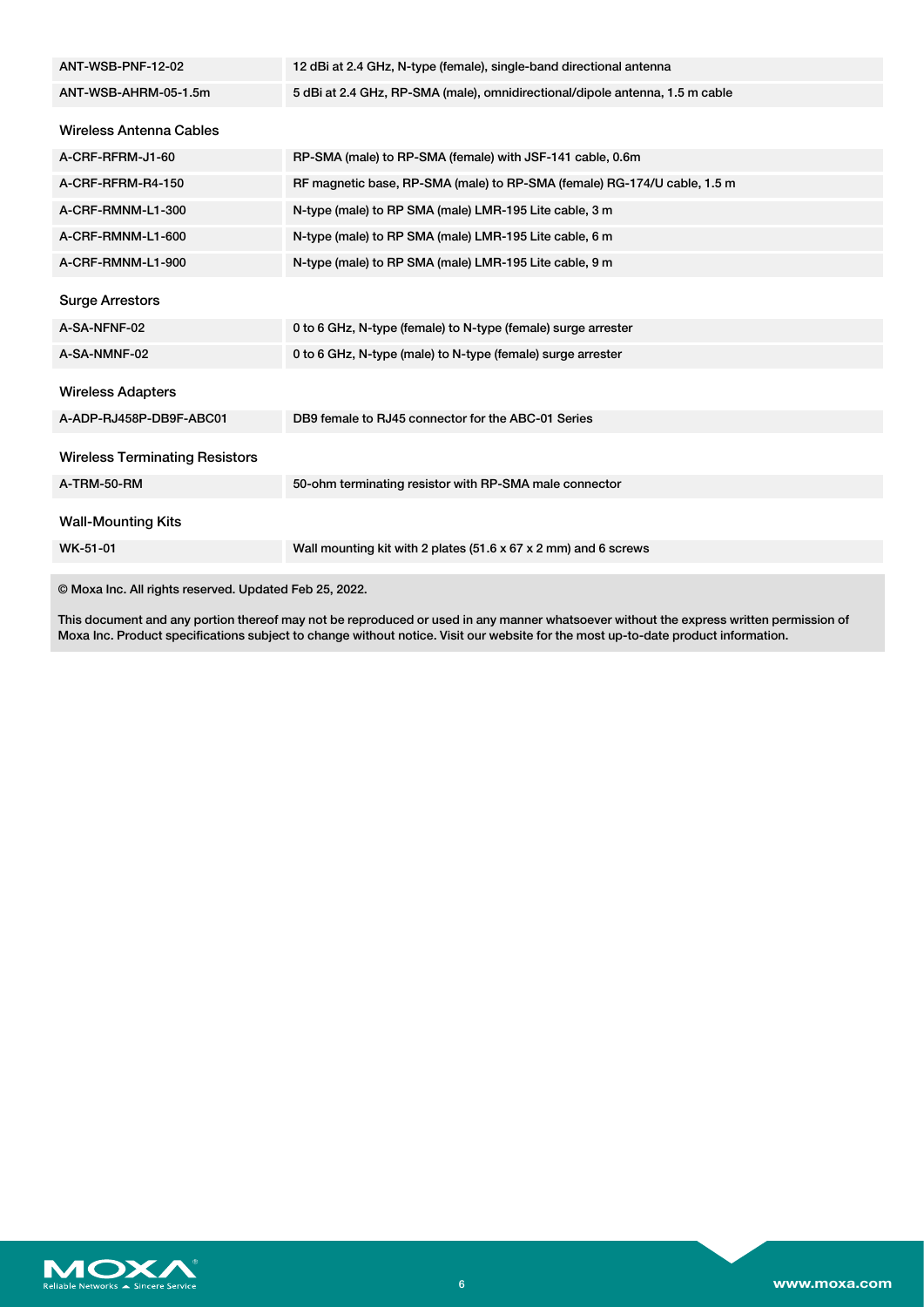| | |
|---|---|
| ANT-WSB-PNF-12-02 | 12 dBi at 2.4 GHz, N-type (female), single-band directional antenna |
| ANT-WSB-AHRM-05-1.5m | 5 dBi at 2.4 GHz, RP-SMA (male), omnidirectional/dipole antenna, 1.5 m cable |

### Wireless Antenna Cables

| | |
|---|---|
| A-CRF-RFRM-J1-60 | RP-SMA (male) to RP-SMA (female) with JSF-141 cable, 0.6m |
| A-CRF-RFRM-R4-150 | RF magnetic base, RP-SMA (male) to RP-SMA (female) RG-174/U cable, 1.5 m |
| A-CRF-RMNM-L1-300 | N-type (male) to RP SMA (male) LMR-195 Lite cable, 3 m |
| A-CRF-RMNM-L1-600 | N-type (male) to RP SMA (male) LMR-195 Lite cable, 6 m |
| A-CRF-RMNM-L1-900 | N-type (male) to RP SMA (male) LMR-195 Lite cable, 9 m |

### Surge Arrestors

| | |
|---|---|
| A-SA-NFNF-02 | 0 to 6 GHz, N-type (female) to N-type (female) surge arrester |
| A-SA-NMNF-02 | 0 to 6 GHz, N-type (male) to N-type (female) surge arrester |

### Wireless Adapters

| | |
|---|---|
| A-ADP-RJ458P-DB9F-ABC01 | DB9 female to RJ45 connector for the ABC-01 Series |

### Wireless Terminating Resistors

| | |
|---|---|
| A-TRM-50-RM | 50-ohm terminating resistor with RP-SMA male connector |

### Wall-Mounting Kits

| | |
|---|---|
| WK-51-01 | Wall mounting kit with 2 plates (51.6 x 67 x 2 mm) and 6 screws |

© Moxa Inc. All rights reserved. Updated Feb 25, 2022.

This document and any portion thereof may not be reproduced or used in any manner whatsoever without the express written permission of Moxa Inc. Product specifications subject to change without notice. Visit our website for the most up-to-date product information.